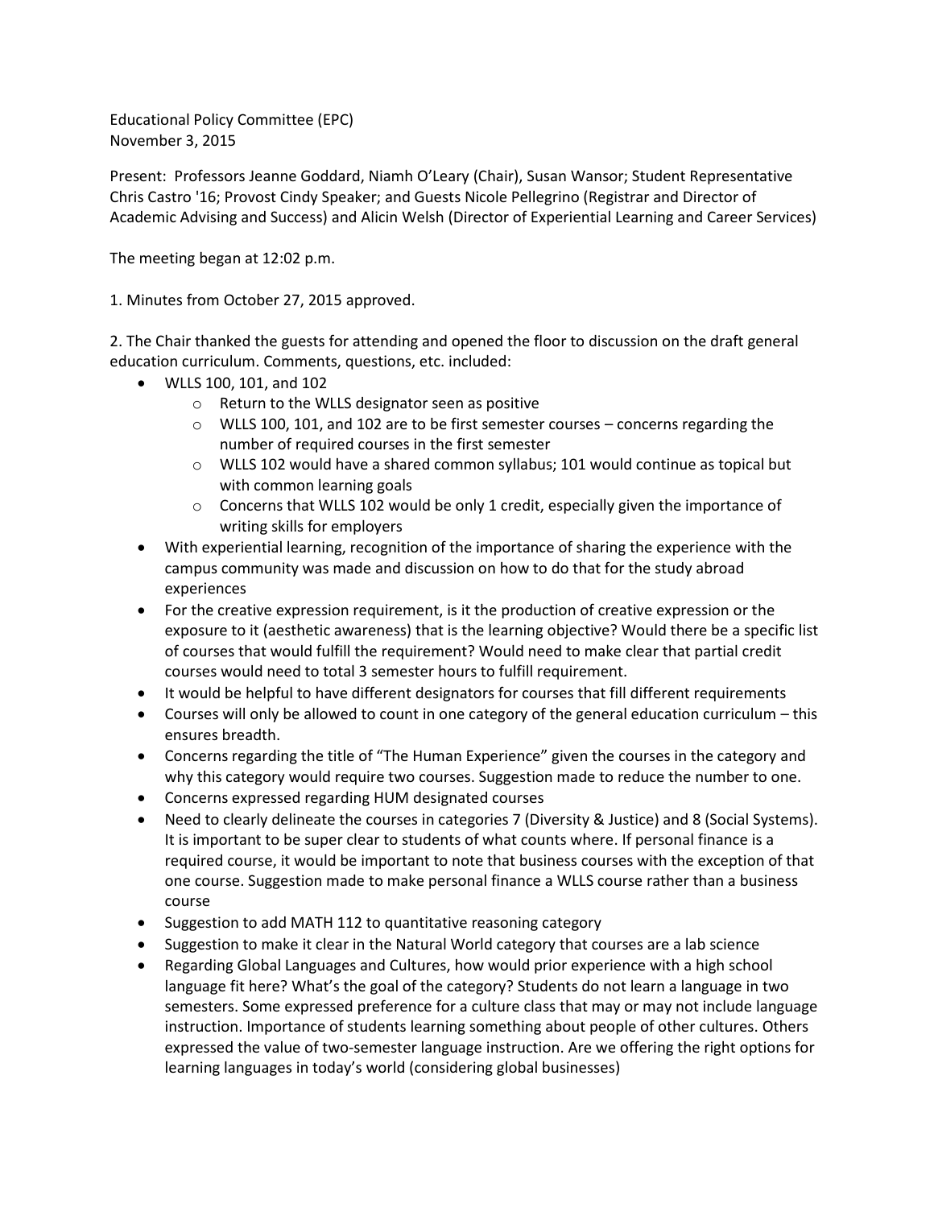Educational Policy Committee (EPC)
November 3, 2015

Present: Professors Jeanne Goddard, Niamh O'Leary (Chair), Susan Wansor; Student Representative Chris Castro '16; Provost Cindy Speaker; and Guests Nicole Pellegrino (Registrar and Director of Academic Advising and Success) and Alicin Welsh (Director of Experiential Learning and Career Services)

The meeting began at 12:02 p.m.

1. Minutes from October 27, 2015 approved.

2. The Chair thanked the guests for attending and opened the floor to discussion on the draft general education curriculum. Comments, questions, etc. included:

- WLLS 100, 101, and 102
  - Return to the WLLS designator seen as positive
  - WLLS 100, 101, and 102 are to be first semester courses – concerns regarding the number of required courses in the first semester
  - WLLS 102 would have a shared common syllabus; 101 would continue as topical but with common learning goals
  - Concerns that WLLS 102 would be only 1 credit, especially given the importance of writing skills for employers
- With experiential learning, recognition of the importance of sharing the experience with the campus community was made and discussion on how to do that for the study abroad experiences
- For the creative expression requirement, is it the production of creative expression or the exposure to it (aesthetic awareness) that is the learning objective? Would there be a specific list of courses that would fulfill the requirement? Would need to make clear that partial credit courses would need to total 3 semester hours to fulfill requirement.
- It would be helpful to have different designators for courses that fill different requirements
- Courses will only be allowed to count in one category of the general education curriculum – this ensures breadth.
- Concerns regarding the title of "The Human Experience" given the courses in the category and why this category would require two courses. Suggestion made to reduce the number to one.
- Concerns expressed regarding HUM designated courses
- Need to clearly delineate the courses in categories 7 (Diversity & Justice) and 8 (Social Systems). It is important to be super clear to students of what counts where. If personal finance is a required course, it would be important to note that business courses with the exception of that one course. Suggestion made to make personal finance a WLLS course rather than a business course
- Suggestion to add MATH 112 to quantitative reasoning category
- Suggestion to make it clear in the Natural World category that courses are a lab science
- Regarding Global Languages and Cultures, how would prior experience with a high school language fit here? What's the goal of the category? Students do not learn a language in two semesters. Some expressed preference for a culture class that may or may not include language instruction. Importance of students learning something about people of other cultures. Others expressed the value of two-semester language instruction. Are we offering the right options for learning languages in today's world (considering global businesses)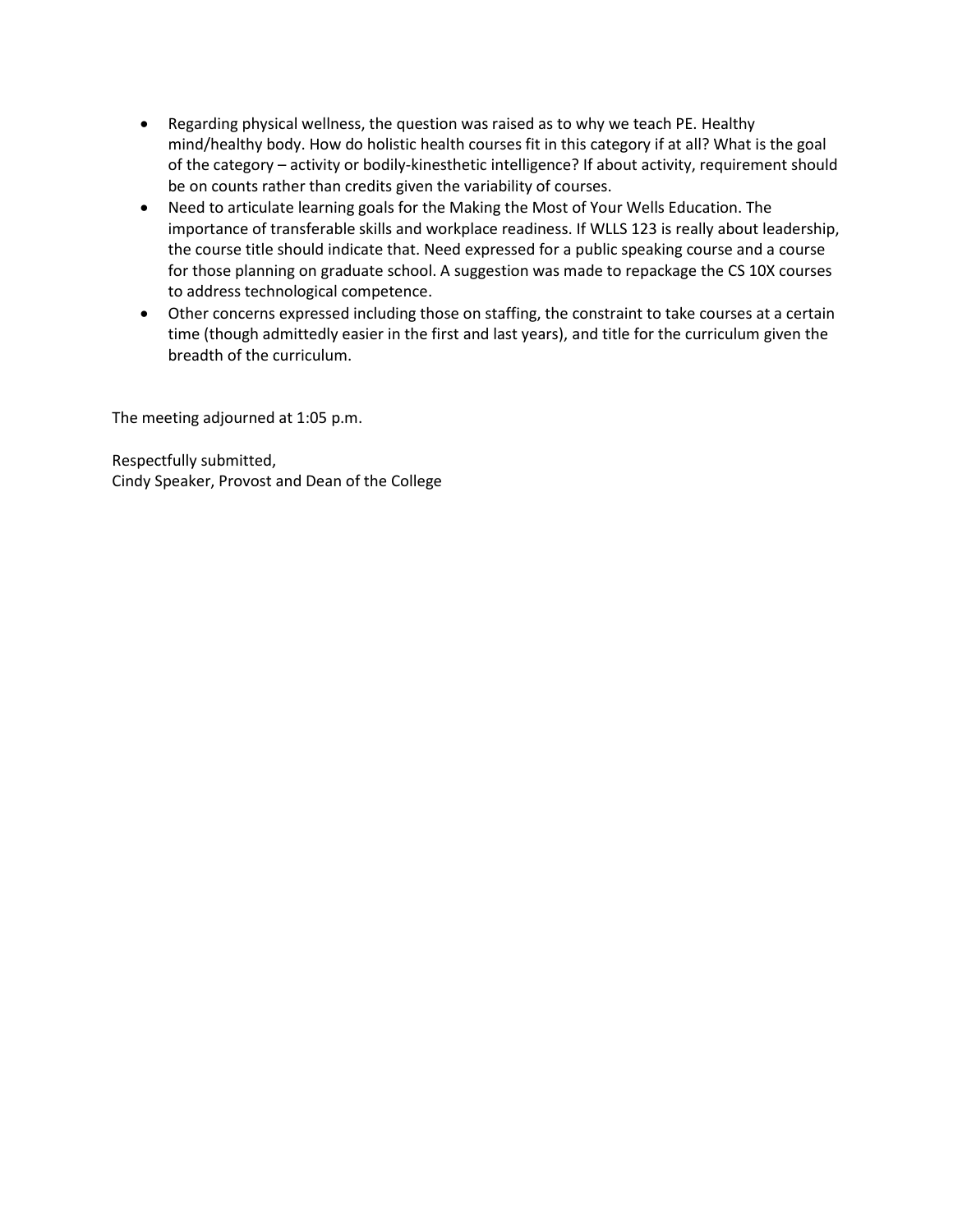- Regarding physical wellness, the question was raised as to why we teach PE. Healthy mind/healthy body. How do holistic health courses fit in this category if at all? What is the goal of the category – activity or bodily-kinesthetic intelligence? If about activity, requirement should be on counts rather than credits given the variability of courses.
- Need to articulate learning goals for the Making the Most of Your Wells Education. The importance of transferable skills and workplace readiness. If WLLS 123 is really about leadership, the course title should indicate that. Need expressed for a public speaking course and a course for those planning on graduate school. A suggestion was made to repackage the CS 10X courses to address technological competence.
- Other concerns expressed including those on staffing, the constraint to take courses at a certain time (though admittedly easier in the first and last years), and title for the curriculum given the breadth of the curriculum.

The meeting adjourned at 1:05 p.m.

Respectfully submitted,
Cindy Speaker, Provost and Dean of the College